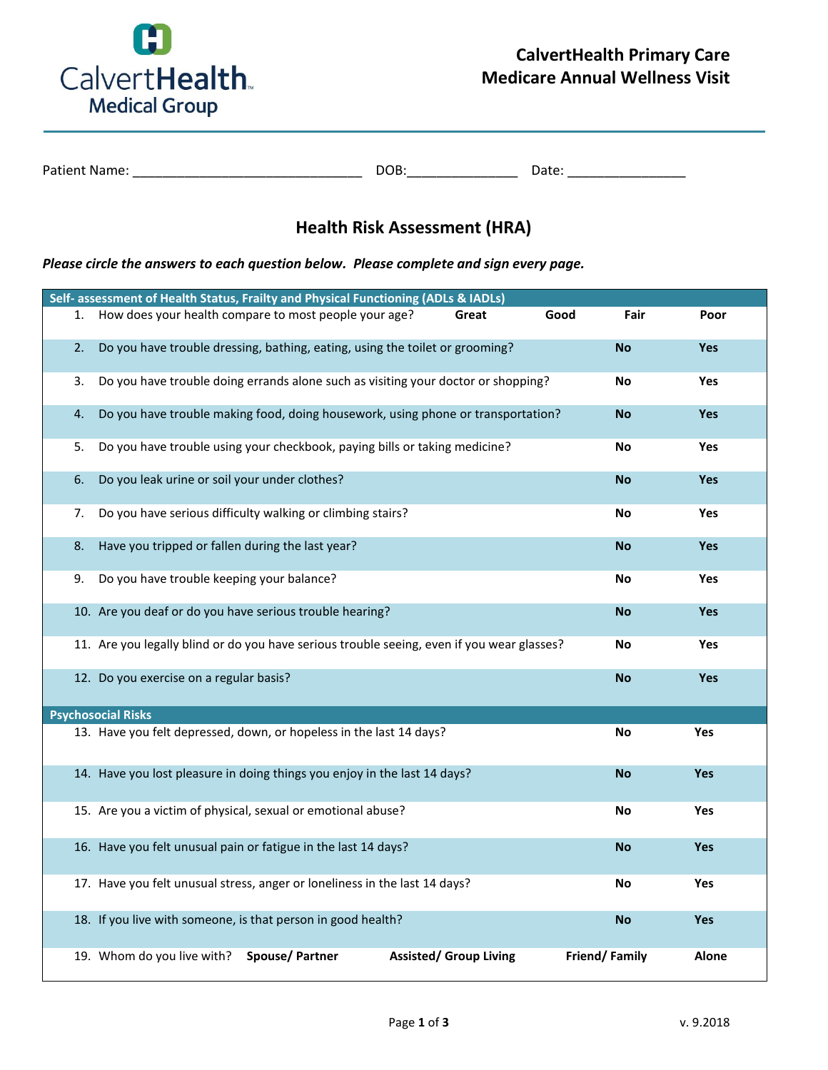CalvertHealth Medical Group

**CalvertHealth Primary Care**
**Medicare Annual Wellness Visit**

Patient Name: ______________________________ DOB:______________ Date: _______________

## Health Risk Assessment (HRA)

***Please circle the answers to each question below. Please complete and sign every page.***

| **Self- assessment of Health Status, Frailty and Physical Functioning (ADLs & IADLs)** | | | | |
|---|---|---|---|---|
| 1. How does your health compare to most people your age? | **Great** | **Good** | **Fair** | **Poor** |
| 2. Do you have trouble dressing, bathing, eating, using the toilet or grooming? | | | **No** | **Yes** |
| 3. Do you have trouble doing errands alone such as visiting your doctor or shopping? | | | **No** | **Yes** |
| 4. Do you have trouble making food, doing housework, using phone or transportation? | | | **No** | **Yes** |
| 5. Do you have trouble using your checkbook, paying bills or taking medicine? | | | **No** | **Yes** |
| 6. Do you leak urine or soil your under clothes? | | | **No** | **Yes** |
| 7. Do you have serious difficulty walking or climbing stairs? | | | **No** | **Yes** |
| 8. Have you tripped or fallen during the last year? | | | **No** | **Yes** |
| 9. Do you have trouble keeping your balance? | | | **No** | **Yes** |
| 10. Are you deaf or do you have serious trouble hearing? | | | **No** | **Yes** |
| 11. Are you legally blind or do you have serious trouble seeing, even if you wear glasses? | | | **No** | **Yes** |
| 12. Do you exercise on a regular basis? | | | **No** | **Yes** |
| **Psychosocial Risks** | | | | |
| 13. Have you felt depressed, down, or hopeless in the last 14 days? | | | **No** | **Yes** |
| 14. Have you lost pleasure in doing things you enjoy in the last 14 days? | | | **No** | **Yes** |
| 15. Are you a victim of physical, sexual or emotional abuse? | | | **No** | **Yes** |
| 16. Have you felt unusual pain or fatigue in the last 14 days? | | | **No** | **Yes** |
| 17. Have you felt unusual stress, anger or loneliness in the last 14 days? | | | **No** | **Yes** |
| 18. If you live with someone, is that person in good health? | | | **No** | **Yes** |
| 19. Whom do you live with? | **Spouse/ Partner** | **Assisted/ Group Living** | **Friend/ Family** | **Alone** |

v. 9.2018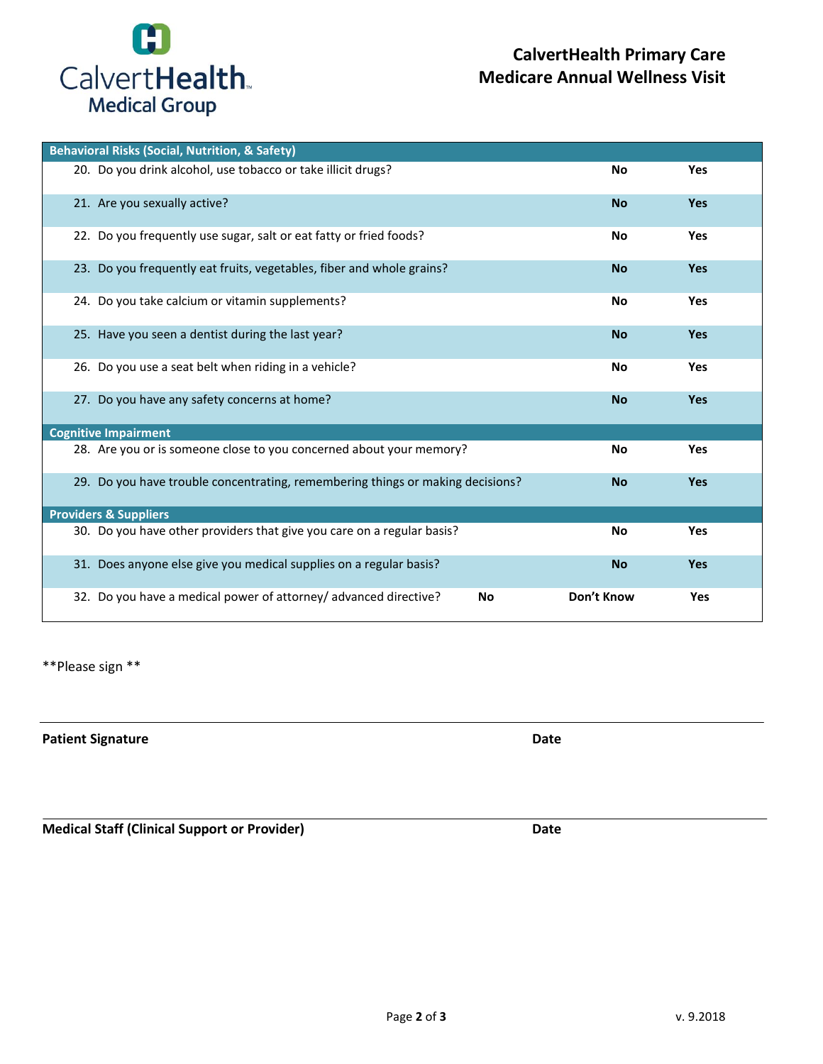CalvertHealth Medical Group

# CalvertHealth Primary Care
# Medicare Annual Wellness Visit

| Behavioral Risks (Social, Nutrition, & Safety) | | | |
|---|---|---|---|
| 20. Do you drink alcohol, use tobacco or take illicit drugs? | | No | Yes |
| 21. Are you sexually active? | | No | Yes |
| 22. Do you frequently use sugar, salt or eat fatty or fried foods? | | No | Yes |
| 23. Do you frequently eat fruits, vegetables, fiber and whole grains? | | No | Yes |
| 24. Do you take calcium or vitamin supplements? | | No | Yes |
| 25. Have you seen a dentist during the last year? | | No | Yes |
| 26. Do you use a seat belt when riding in a vehicle? | | No | Yes |
| 27. Do you have any safety concerns at home? | | No | Yes |
| **Cognitive Impairment** | | | |
| 28. Are you or is someone close to you concerned about your memory? | | No | Yes |
| 29. Do you have trouble concentrating, remembering things or making decisions? | | No | Yes |
| **Providers & Suppliers** | | | |
| 30. Do you have other providers that give you care on a regular basis? | | No | Yes |
| 31. Does anyone else give you medical supplies on a regular basis? | | No | Yes |
| 32. Do you have a medical power of attorney/ advanced directive? | No | Don't Know | Yes |

**Please sign **

**Patient Signature** **Date**

**Medical Staff (Clinical Support or Provider)** **Date**

v. 9.2018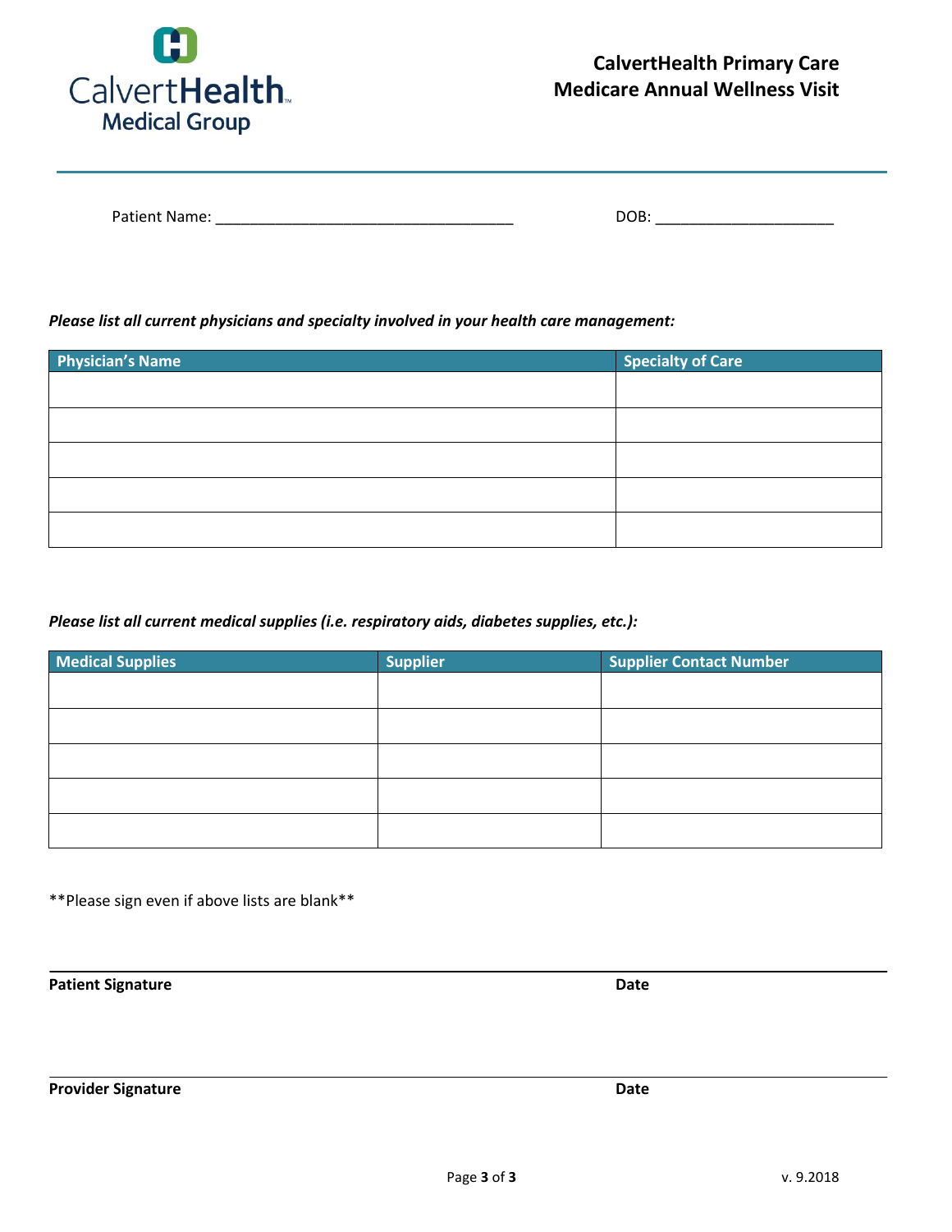CalvertHealth Medical Group

**CalvertHealth Primary Care**
**Medicare Annual Wellness Visit**

Patient Name: ___________________________________ DOB: _____________________

***Please list all current physicians and specialty involved in your health care management:***

| Physician's Name | Specialty of Care |
|---|---|
| | |
| | |
| | |
| | |
| | |

***Please list all current medical supplies (i.e. respiratory aids, diabetes supplies, etc.):***

| Medical Supplies | Supplier | Supplier Contact Number |
|---|---|---|
| | | |
| | | |
| | | |
| | | |
| | | |

**Please sign even if above lists are blank**

**Patient Signature** **Date**

**Provider Signature** **Date**

v. 9.2018